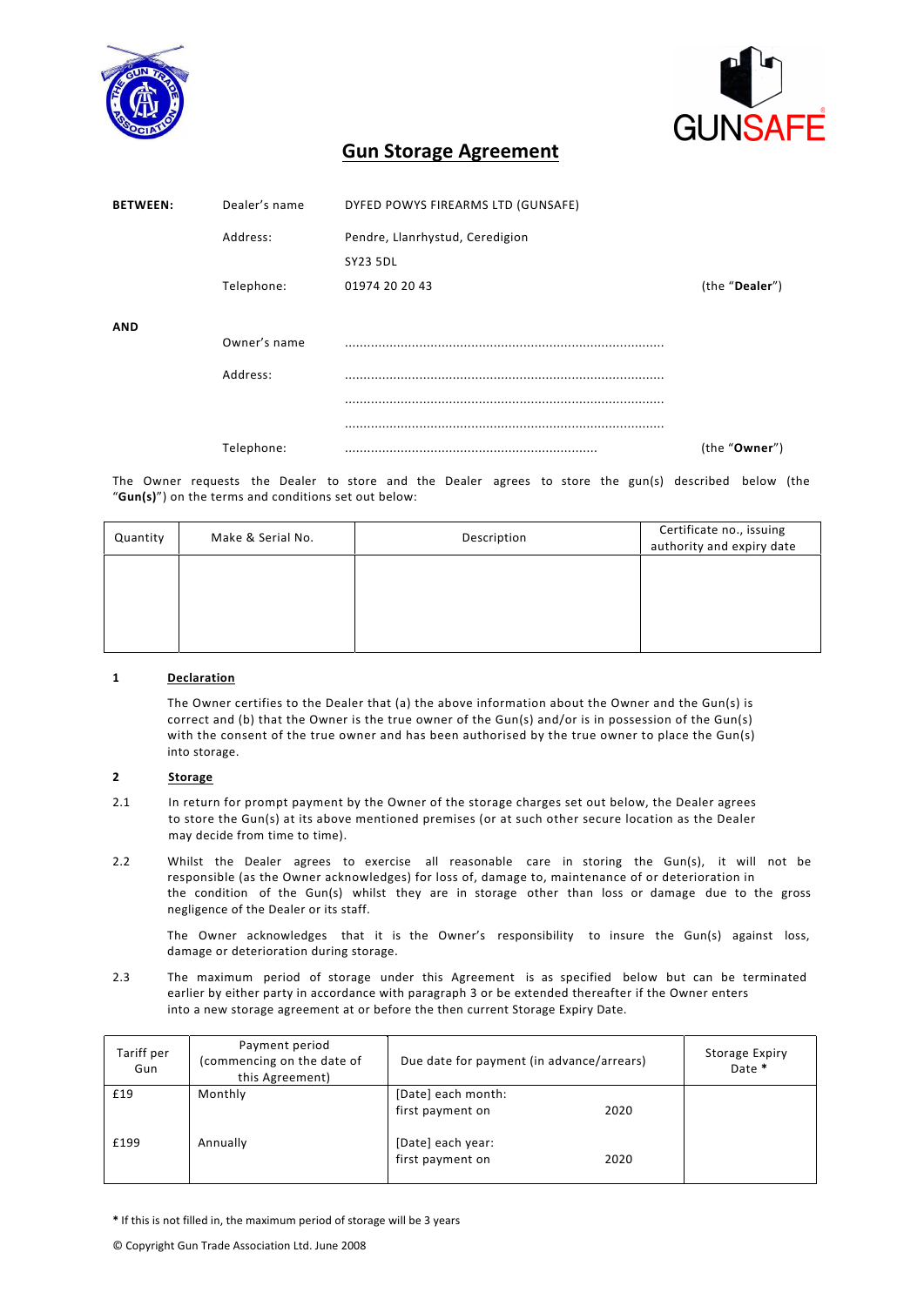# Gun Storage Agreement

| | | | |
|---|---|---|---|
| **BETWEEN:** | Dealer's name | DYFED POWYS FIREARMS LTD (GUNSAFE) | |
| | Address: | Pendre, Llanrhystud, Ceredigion | |
| | | SY23 5DL | |
| | Telephone: | 01974 20 20 43 | (the "**Dealer**") |
| **AND** | | | |
| | Owner's name | ..................................................................................... | |
| | Address: | ..................................................................................... | |
| | | ..................................................................................... | |
| | | ..................................................................................... | |
| | Telephone: | .................................................................... | (the "**Owner**") |

The Owner requests the Dealer to store and the Dealer agrees to store the gun(s) described below (the "**Gun(s)**") on the terms and conditions set out below:

| Quantity | Make & Serial No. | Description | Certificate no., issuing authority and expiry date |
|---|---|---|---|
| | | | |

**1 Declaration**

The Owner certifies to the Dealer that (a) the above information about the Owner and the Gun(s) is correct and (b) that the Owner is the true owner of the Gun(s) and/or is in possession of the Gun(s) with the consent of the true owner and has been authorised by the true owner to place the Gun(s) into storage.

**2 Storage**

2.1 In return for prompt payment by the Owner of the storage charges set out below, the Dealer agrees to store the Gun(s) at its above mentioned premises (or at such other secure location as the Dealer may decide from time to time).

2.2 Whilst the Dealer agrees to exercise all reasonable care in storing the Gun(s), it will not be responsible (as the Owner acknowledges) for loss of, damage to, maintenance of or deterioration in the condition of the Gun(s) whilst they are in storage other than loss or damage due to the gross negligence of the Dealer or its staff.

The Owner acknowledges that it is the Owner's responsibility to insure the Gun(s) against loss, damage or deterioration during storage.

2.3 The maximum period of storage under this Agreement is as specified below but can be terminated earlier by either party in accordance with paragraph 3 or be extended thereafter if the Owner enters into a new storage agreement at or before the then current Storage Expiry Date.

| Tariff per Gun | Payment period (commencing on the date of this Agreement) | Due date for payment (in advance/arrears) | Storage Expiry Date * |
|---|---|---|---|
| £19 | Monthly | [Date] each month: first payment on 2020 | |
| £199 | Annually | [Date] each year: first payment on 2020 | |

**\*** If this is not filled in, the maximum period of storage will be 3 years

© Copyright Gun Trade Association Ltd. June 2008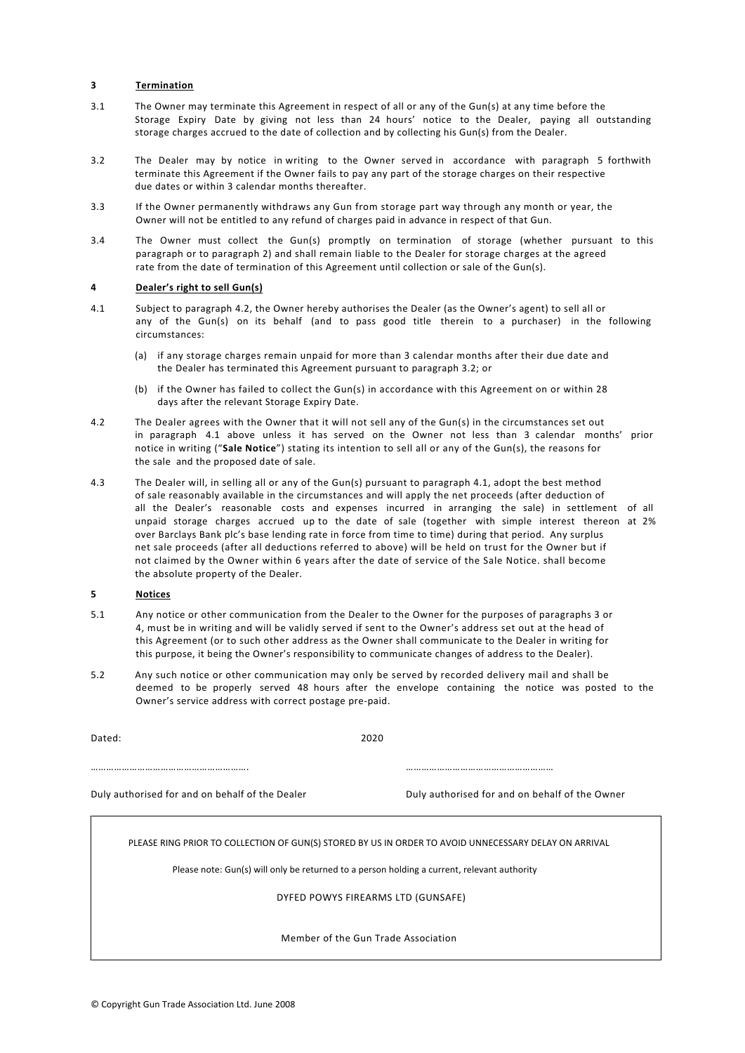**3 Termination**

3.1 The Owner may terminate this Agreement in respect of all or any of the Gun(s) at any time before the Storage Expiry Date by giving not less than 24 hours' notice to the Dealer, paying all outstanding storage charges accrued to the date of collection and by collecting his Gun(s) from the Dealer.

3.2 The Dealer may by notice in writing to the Owner served in accordance with paragraph 5 forthwith terminate this Agreement if the Owner fails to pay any part of the storage charges on their respective due dates or within 3 calendar months thereafter.

3.3 If the Owner permanently withdraws any Gun from storage part way through any month or year, the Owner will not be entitled to any refund of charges paid in advance in respect of that Gun.

3.4 The Owner must collect the Gun(s) promptly on termination of storage (whether pursuant to this paragraph or to paragraph 2) and shall remain liable to the Dealer for storage charges at the agreed rate from the date of termination of this Agreement until collection or sale of the Gun(s).

**4 Dealer's right to sell Gun(s)**

4.1 Subject to paragraph 4.2, the Owner hereby authorises the Dealer (as the Owner's agent) to sell all or any of the Gun(s) on its behalf (and to pass good title therein to a purchaser) in the following circumstances:

(a) if any storage charges remain unpaid for more than 3 calendar months after their due date and the Dealer has terminated this Agreement pursuant to paragraph 3.2; or

(b) if the Owner has failed to collect the Gun(s) in accordance with this Agreement on or within 28 days after the relevant Storage Expiry Date.

4.2 The Dealer agrees with the Owner that it will not sell any of the Gun(s) in the circumstances set out in paragraph 4.1 above unless it has served on the Owner not less than 3 calendar months' prior notice in writing ("**Sale Notice**") stating its intention to sell all or any of the Gun(s), the reasons for the sale and the proposed date of sale.

4.3 The Dealer will, in selling all or any of the Gun(s) pursuant to paragraph 4.1, adopt the best method of sale reasonably available in the circumstances and will apply the net proceeds (after deduction of all the Dealer's reasonable costs and expenses incurred in arranging the sale) in settlement of all unpaid storage charges accrued up to the date of sale (together with simple interest thereon at 2% over Barclays Bank plc's base lending rate in force from time to time) during that period. Any surplus net sale proceeds (after all deductions referred to above) will be held on trust for the Owner but if not claimed by the Owner within 6 years after the date of service of the Sale Notice. shall become the absolute property of the Dealer.

**5 Notices**

5.1 Any notice or other communication from the Dealer to the Owner for the purposes of paragraphs 3 or 4, must be in writing and will be validly served if sent to the Owner's address set out at the head of this Agreement (or to such other address as the Owner shall communicate to the Dealer in writing for this purpose, it being the Owner's responsibility to communicate changes of address to the Dealer).

5.2 Any such notice or other communication may only be served by recorded delivery mail and shall be deemed to be properly served 48 hours after the envelope containing the notice was posted to the Owner's service address with correct postage pre-paid.

Dated: 2020

……………………………………………….

Duly authorised for and on behalf of the Dealer

………………………………………………

Duly authorised for and on behalf of the Owner

PLEASE RING PRIOR TO COLLECTION OF GUN(S) STORED BY US IN ORDER TO AVOID UNNECESSARY DELAY ON ARRIVAL

Please note: Gun(s) will only be returned to a person holding a current, relevant authority

DYFED POWYS FIREARMS LTD (GUNSAFE)

Member of the Gun Trade Association

© Copyright Gun Trade Association Ltd. June 2008